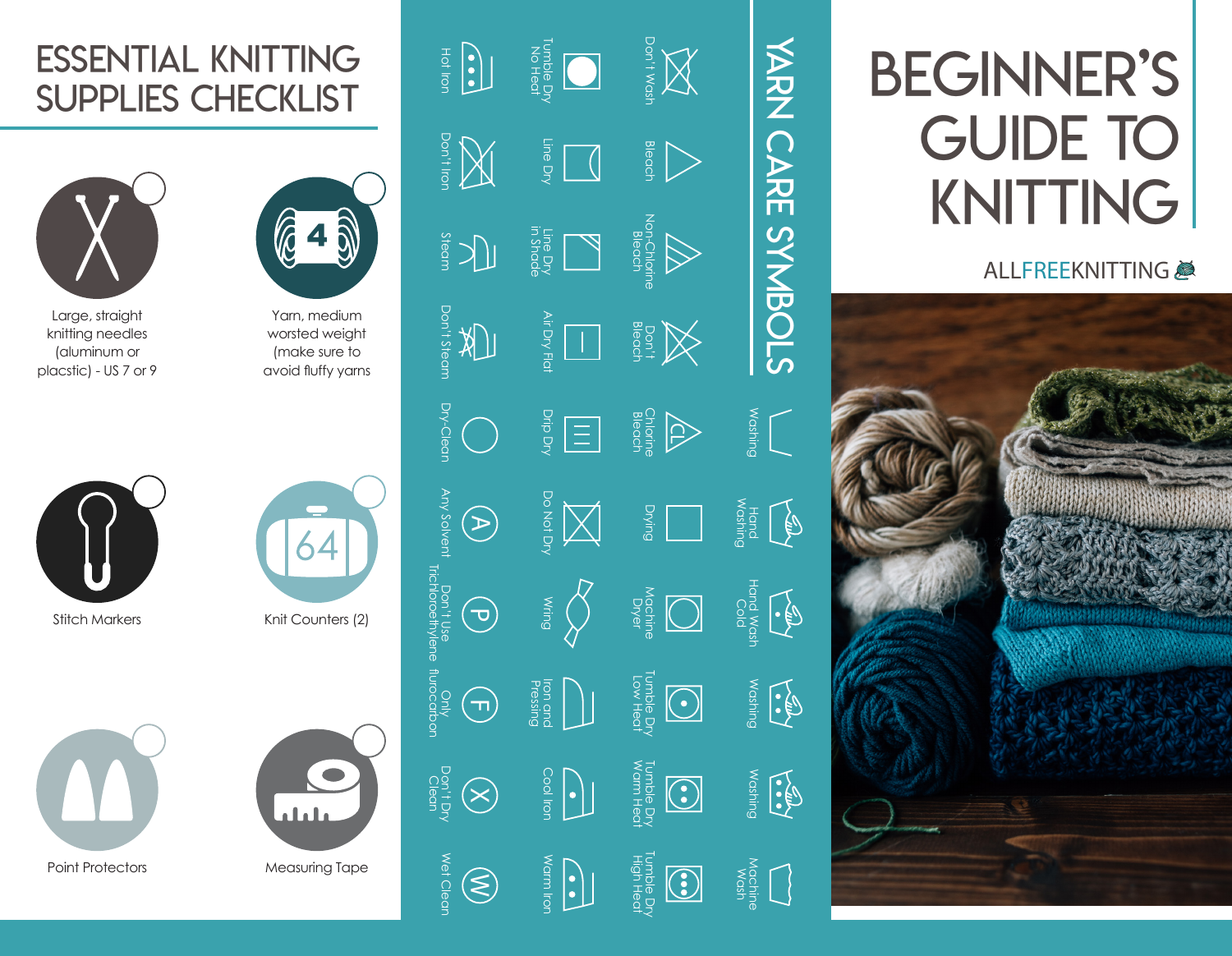# ESSENTIAL KNITTING SUPPLIES CHECKLIST

- Large, straight knitting needles (aluminum or placstic) - US 7 or 9
- Yarn, medium worsted weight (make sure to avoid fluffy yarns
- Stitch Markers
- Knit Counters (2)
- Point Protectors
- Measuring Tape

## YARN CARE SYMBOLS

- Washing
- Hand Washing
- Hand Wash Cold
- Washing
- Washing
- Machine Wash
- Don't Wash
- Bleach
- Non-Chlorine Bleach
- Don't Bleach
- Chlorine Bleach
- Drying
- Machine Dryer
- Tumble Dry Low Heat
- Tumble Dry Warm Heat
- Tumble Dry High Heat
- Tumble Dry No Heat
- Line Dry
- Line Dry in Shade
- Air Dry Flat
- Drip Dry
- Do Not Dry
- Wring
- Iron and Pressing
- Cool Iron
- Warm Iron
- Hot Iron
- Don't Iron
- Steam
- Don't Steam
- Dry-Clean
- Any Solvent
- Don't Use Trichloroethylene
- Only flurocarbon
- Don't Dry Clean
- Wet Clean

# BEGINNER'S GUIDE TO KNITTING

ALLFREEKNITTING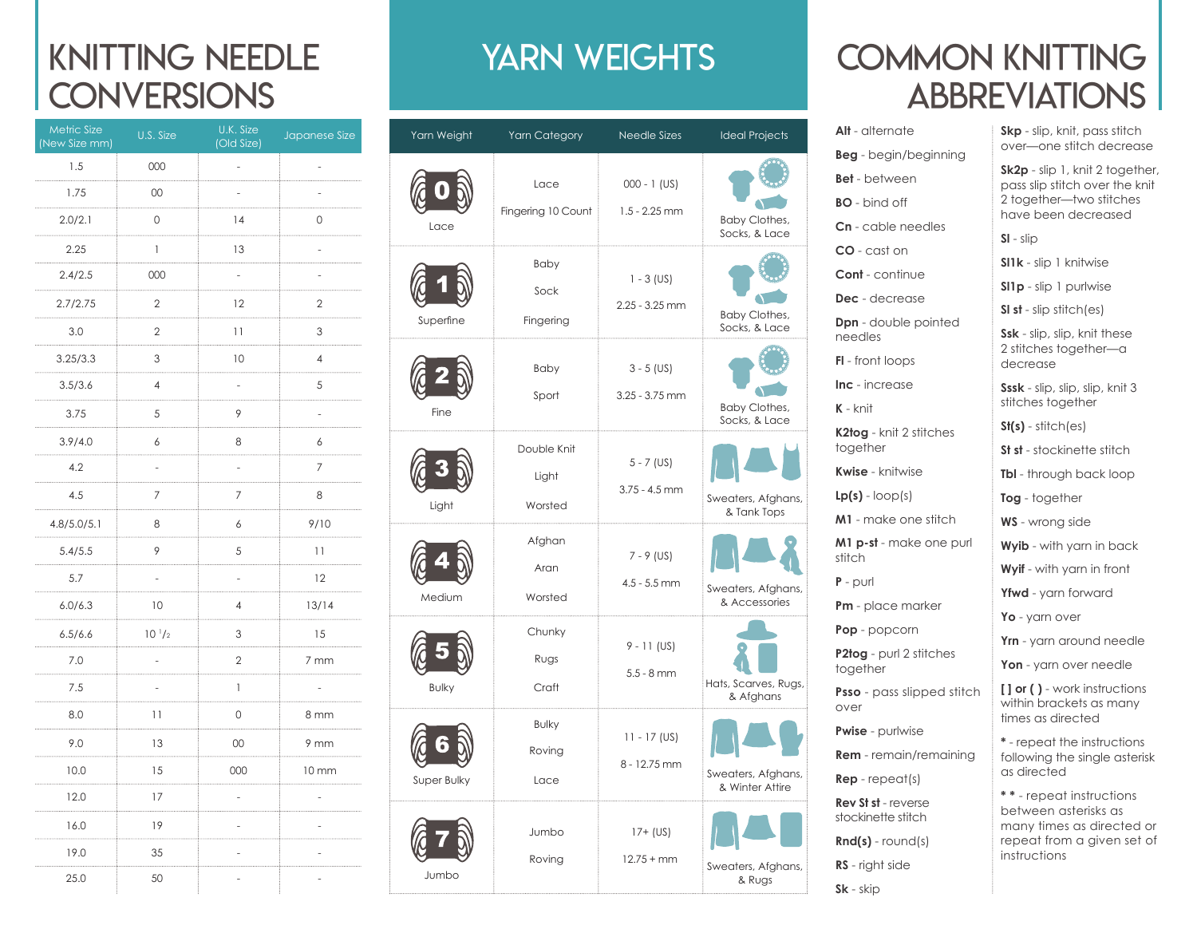# KNITTING NEEDLE CONVERSIONS

| Metric Size (New Size mm) | U.S. Size | U.K. Size (Old Size) | Japanese Size |
|---|---|---|---|
| 1.5 | 000 | - | - |
| 1.75 | 00 | - | - |
| 2.0/2.1 | 0 | 14 | 0 |
| 2.25 | 1 | 13 | - |
| 2.4/2.5 | 000 | - | - |
| 2.7/2.75 | 2 | 12 | 2 |
| 3.0 | 2 | 11 | 3 |
| 3.25/3.3 | 3 | 10 | 4 |
| 3.5/3.6 | 4 | - | 5 |
| 3.75 | 5 | 9 | - |
| 3.9/4.0 | 6 | 8 | 6 |
| 4.2 | - | - | 7 |
| 4.5 | 7 | 7 | 8 |
| 4.8/5.0/5.1 | 8 | 6 | 9/10 |
| 5.4/5.5 | 9 | 5 | 11 |
| 5.7 | - | - | 12 |
| 6.0/6.3 | 10 | 4 | 13/14 |
| 6.5/6.6 | 10 1/2 | 3 | 15 |
| 7.0 | - | 2 | 7 mm |
| 7.5 | - | 1 | - |
| 8.0 | 11 | 0 | 8 mm |
| 9.0 | 13 | 00 | 9 mm |
| 10.0 | 15 | 000 | 10 mm |
| 12.0 | 17 | - | - |
| 16.0 | 19 | - | - |
| 19.0 | 35 | - | - |
| 25.0 | 50 | - | - |

# YARN WEIGHTS

| Yarn Weight | Yarn Category | Needle Sizes | Ideal Projects |
|---|---|---|---|
| 0 Lace | Lace, Fingering 10 Count | 000 - 1 (US), 1.5 - 2.25 mm | Baby Clothes, Socks, & Lace |
| 1 Superfine | Baby, Sock, Fingering | 1 - 3 (US), 2.25 - 3.25 mm | Baby Clothes, Socks, & Lace |
| 2 Fine | Baby, Sport | 3 - 5 (US), 3.25 - 3.75 mm | Baby Clothes, Socks, & Lace |
| 3 Light | Double Knit, Light, Worsted | 5 - 7 (US), 3.75 - 4.5 mm | Sweaters, Afghans, & Tank Tops |
| 4 Medium | Afghan, Aran, Worsted | 7 - 9 (US), 4.5 - 5.5 mm | Sweaters, Afghans, & Accessories |
| 5 Bulky | Chunky, Rugs, Craft | 9 - 11 (US), 5.5 - 8 mm | Hats, Scarves, Rugs, & Afghans |
| 6 Super Bulky | Bulky, Roving, Lace | 11 - 17 (US), 8 - 12.75 mm | Sweaters, Afghans, & Winter Attire |
| 7 Jumbo | Jumbo, Roving | 17+ (US), 12.75 + mm | Sweaters, Afghans, & Rugs |

# COMMON KNITTING ABBREVIATIONS

**Alt** - alternate

**Beg** - begin/beginning

**Bet** - between

**BO** - bind off

**Cn** - cable needles

**CO** - cast on

**Cont** - continue

**Dec** - decrease

**Dpn** - double pointed needles

**Fl** - front loops

**Inc** - increase

**K** - knit

**K2tog** - knit 2 stitches together

**Kwise** - knitwise

**Lp(s)** - loop(s)

**M1** - make one stitch

**M1 p-st** - make one purl stitch

**P** - purl

**Pm** - place marker

**Pop** - popcorn

**P2tog** - purl 2 stitches together

**Psso** - pass slipped stitch over

**Pwise** - purlwise

**Rem** - remain/remaining

**Rep** - repeat(s)

**Rev St st** - reverse stockinette stitch

**Rnd(s)** - round(s)

**RS** - right side

**Sk** - skip

**Skp** - slip, knit, pass stitch over—one stitch decrease

**Sk2p** - slip 1, knit 2 together, pass slip stitch over the knit 2 together—two stitches have been decreased

**Sl** - slip

**Sl1k** - slip 1 knitwise

**Sl1p** - slip 1 purlwise

**Sl st** - slip stitch(es)

**Ssk** - slip, slip, knit these 2 stitches together—a decrease

**Sssk** - slip, slip, slip, knit 3 stitches together

**St(s)** - stitch(es)

**St st** - stockinette stitch

**Tbl** - through back loop

**Tog** - together

**WS** - wrong side

**Wyib** - with yarn in back

**Wyif** - with yarn in front

**Yfwd** - yarn forward

**Yo** - yarn over

**Yrn** - yarn around needle

**Yon** - yarn over needle

**[ ] or ( )** - work instructions within brackets as many times as directed

**\*** - repeat the instructions following the single asterisk as directed

**\* \*** - repeat instructions between asterisks as many times as directed or repeat from a given set of instructions